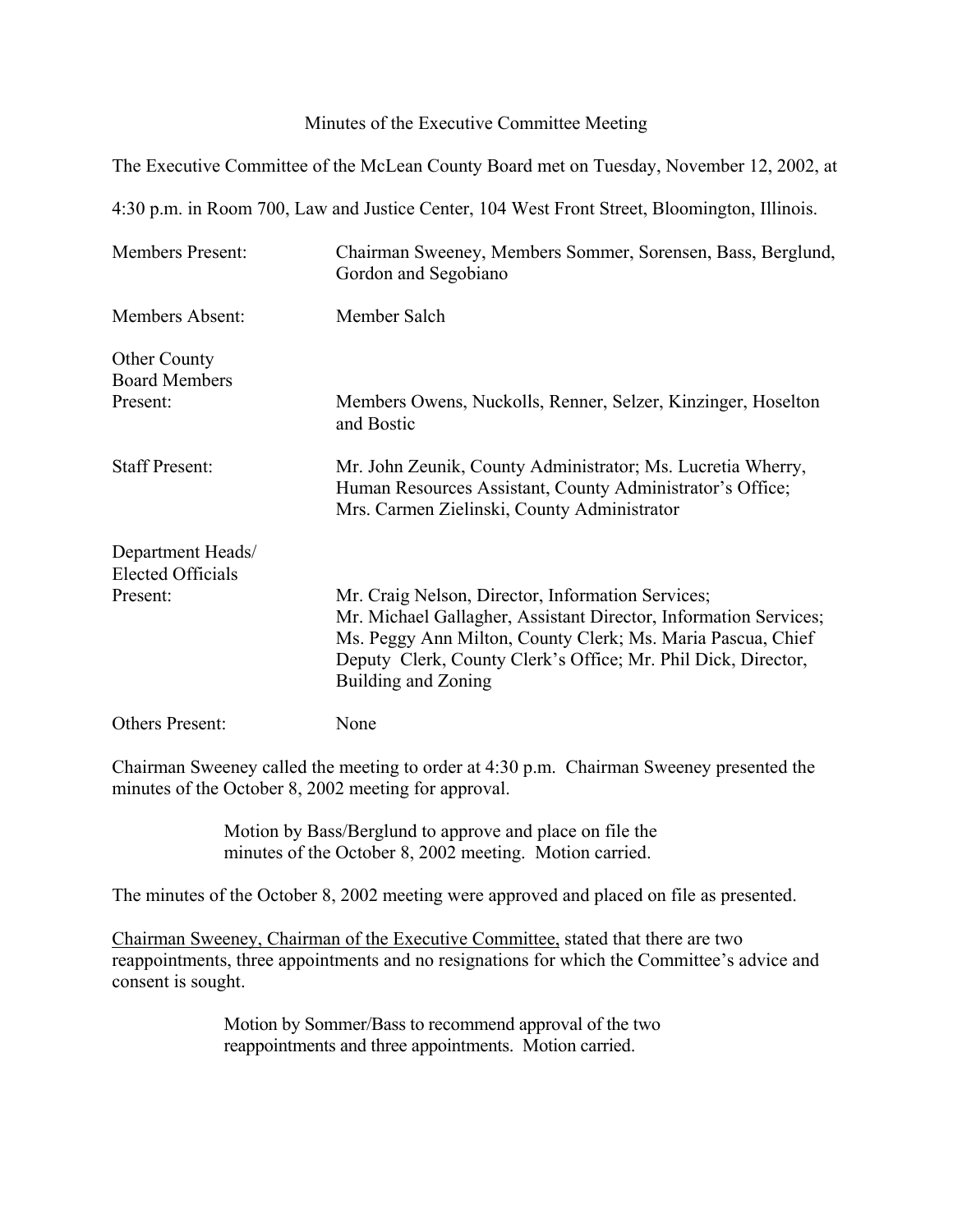Minutes of the Executive Committee Meeting

The Executive Committee of the McLean County Board met on Tuesday, November 12, 2002, at 4:30 p.m. in Room 700, Law and Justice Center, 104 West Front Street, Bloomington, Illinois.

| | |
|---|---|
| Members Present: | Chairman Sweeney, Members Sommer, Sorensen, Bass, Berglund, Gordon and Segobiano |
| Members Absent: | Member Salch |
| Other County Board Members Present: | Members Owens, Nuckolls, Renner, Selzer, Kinzinger, Hoselton and Bostic |
| Staff Present: | Mr. John Zeunik, County Administrator; Ms. Lucretia Wherry, Human Resources Assistant, County Administrator's Office; Mrs. Carmen Zielinski, County Administrator |
| Department Heads/ Elected Officials Present: | Mr. Craig Nelson, Director, Information Services; Mr. Michael Gallagher, Assistant Director, Information Services; Ms. Peggy Ann Milton, County Clerk; Ms. Maria Pascua, Chief Deputy Clerk, County Clerk's Office; Mr. Phil Dick, Director, Building and Zoning |
| Others Present: | None |

Chairman Sweeney called the meeting to order at 4:30 p.m. Chairman Sweeney presented the minutes of the October 8, 2002 meeting for approval.

> Motion by Bass/Berglund to approve and place on file the minutes of the October 8, 2002 meeting. Motion carried.

The minutes of the October 8, 2002 meeting were approved and placed on file as presented.

Chairman Sweeney, Chairman of the Executive Committee, stated that there are two reappointments, three appointments and no resignations for which the Committee's advice and consent is sought.

> Motion by Sommer/Bass to recommend approval of the two reappointments and three appointments. Motion carried.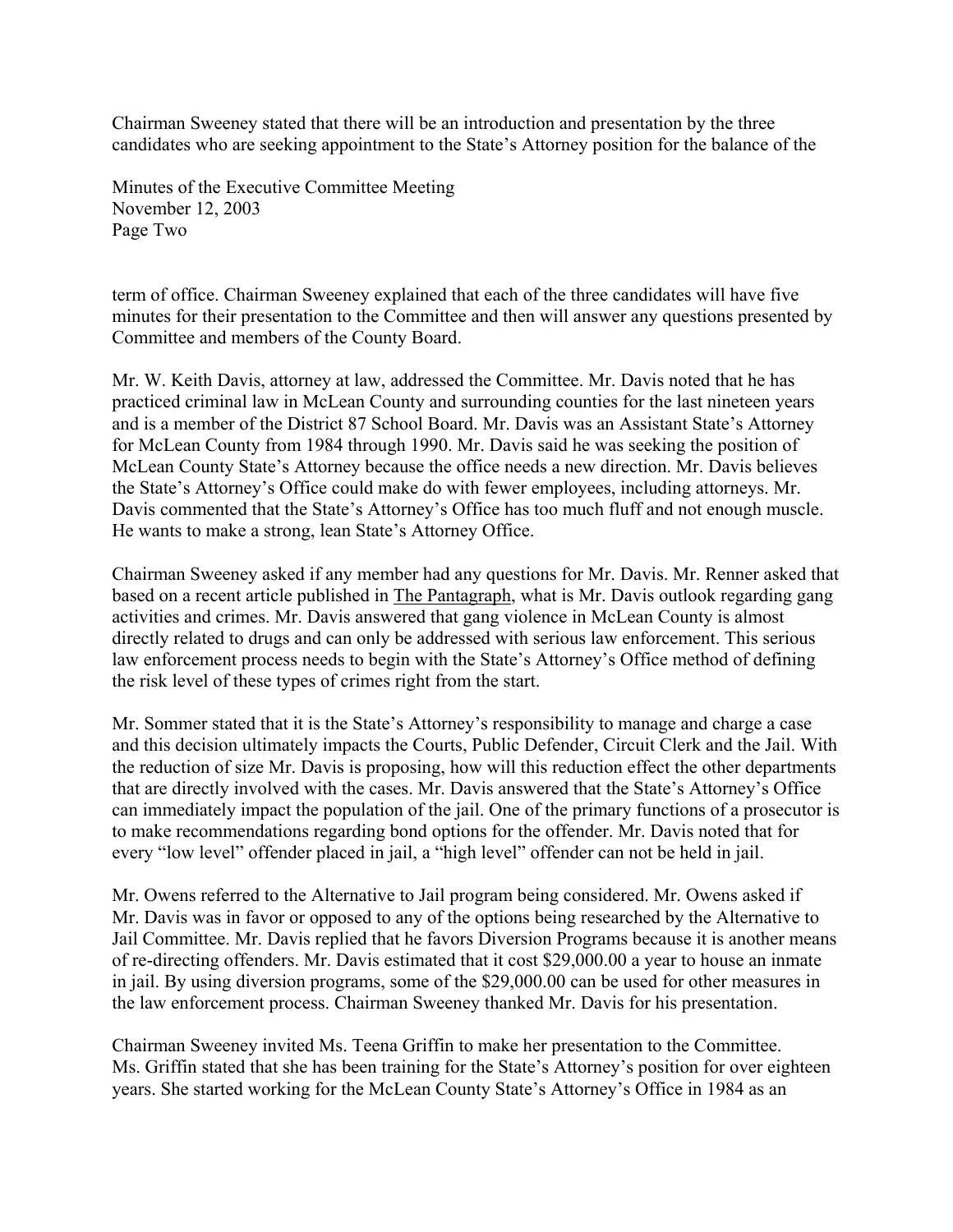Chairman Sweeney stated that there will be an introduction and presentation by the three candidates who are seeking appointment to the State's Attorney position for the balance of the

term of office. Chairman Sweeney explained that each of the three candidates will have five minutes for their presentation to the Committee and then will answer any questions presented by Committee and members of the County Board.

Mr. W. Keith Davis, attorney at law, addressed the Committee. Mr. Davis noted that he has practiced criminal law in McLean County and surrounding counties for the last nineteen years and is a member of the District 87 School Board. Mr. Davis was an Assistant State's Attorney for McLean County from 1984 through 1990. Mr. Davis said he was seeking the position of McLean County State's Attorney because the office needs a new direction. Mr. Davis believes the State's Attorney's Office could make do with fewer employees, including attorneys. Mr. Davis commented that the State's Attorney's Office has too much fluff and not enough muscle. He wants to make a strong, lean State's Attorney Office.

Chairman Sweeney asked if any member had any questions for Mr. Davis. Mr. Renner asked that based on a recent article published in The Pantagraph, what is Mr. Davis outlook regarding gang activities and crimes. Mr. Davis answered that gang violence in McLean County is almost directly related to drugs and can only be addressed with serious law enforcement. This serious law enforcement process needs to begin with the State's Attorney's Office method of defining the risk level of these types of crimes right from the start.

Mr. Sommer stated that it is the State's Attorney's responsibility to manage and charge a case and this decision ultimately impacts the Courts, Public Defender, Circuit Clerk and the Jail. With the reduction of size Mr. Davis is proposing, how will this reduction effect the other departments that are directly involved with the cases. Mr. Davis answered that the State's Attorney's Office can immediately impact the population of the jail. One of the primary functions of a prosecutor is to make recommendations regarding bond options for the offender. Mr. Davis noted that for every "low level" offender placed in jail, a "high level" offender can not be held in jail.

Mr. Owens referred to the Alternative to Jail program being considered. Mr. Owens asked if Mr. Davis was in favor or opposed to any of the options being researched by the Alternative to Jail Committee. Mr. Davis replied that he favors Diversion Programs because it is another means of re-directing offenders. Mr. Davis estimated that it cost $29,000.00 a year to house an inmate in jail. By using diversion programs, some of the $29,000.00 can be used for other measures in the law enforcement process. Chairman Sweeney thanked Mr. Davis for his presentation.

Chairman Sweeney invited Ms. Teena Griffin to make her presentation to the Committee. Ms. Griffin stated that she has been training for the State's Attorney's position for over eighteen years. She started working for the McLean County State's Attorney's Office in 1984 as an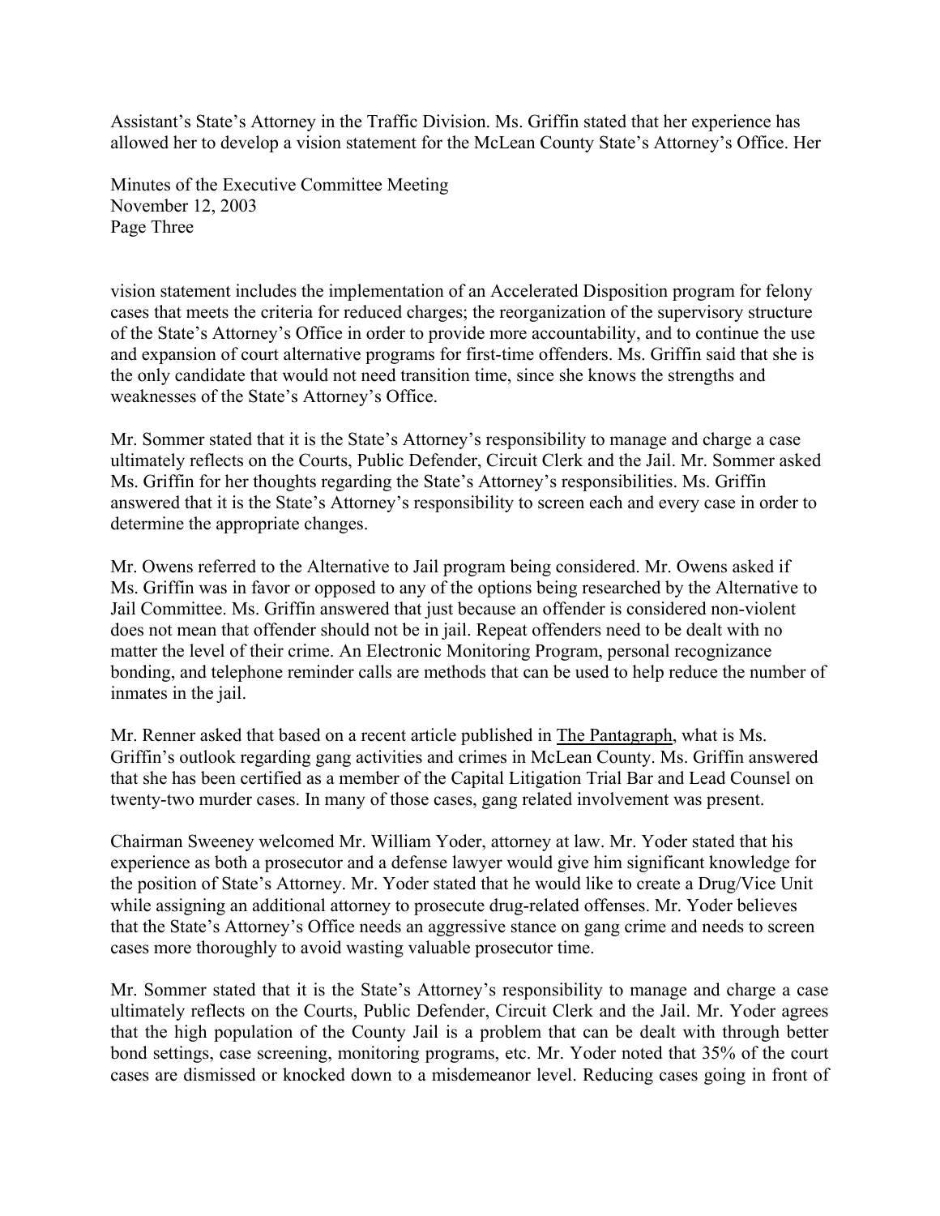Assistant's State's Attorney in the Traffic Division. Ms. Griffin stated that her experience has allowed her to develop a vision statement for the McLean County State's Attorney's Office. Her vision statement includes the implementation of an Accelerated Disposition program for felony cases that meets the criteria for reduced charges; the reorganization of the supervisory structure of the State's Attorney's Office in order to provide more accountability, and to continue the use and expansion of court alternative programs for first-time offenders. Ms. Griffin said that she is the only candidate that would not need transition time, since she knows the strengths and weaknesses of the State's Attorney's Office.

Mr. Sommer stated that it is the State's Attorney's responsibility to manage and charge a case ultimately reflects on the Courts, Public Defender, Circuit Clerk and the Jail. Mr. Sommer asked Ms. Griffin for her thoughts regarding the State's Attorney's responsibilities. Ms. Griffin answered that it is the State's Attorney's responsibility to screen each and every case in order to determine the appropriate changes.

Mr. Owens referred to the Alternative to Jail program being considered. Mr. Owens asked if Ms. Griffin was in favor or opposed to any of the options being researched by the Alternative to Jail Committee. Ms. Griffin answered that just because an offender is considered non-violent does not mean that offender should not be in jail. Repeat offenders need to be dealt with no matter the level of their crime. An Electronic Monitoring Program, personal recognizance bonding, and telephone reminder calls are methods that can be used to help reduce the number of inmates in the jail.

Mr. Renner asked that based on a recent article published in The Pantagraph, what is Ms. Griffin's outlook regarding gang activities and crimes in McLean County. Ms. Griffin answered that she has been certified as a member of the Capital Litigation Trial Bar and Lead Counsel on twenty-two murder cases. In many of those cases, gang related involvement was present.

Chairman Sweeney welcomed Mr. William Yoder, attorney at law. Mr. Yoder stated that his experience as both a prosecutor and a defense lawyer would give him significant knowledge for the position of State's Attorney. Mr. Yoder stated that he would like to create a Drug/Vice Unit while assigning an additional attorney to prosecute drug-related offenses. Mr. Yoder believes that the State's Attorney's Office needs an aggressive stance on gang crime and needs to screen cases more thoroughly to avoid wasting valuable prosecutor time.

Mr. Sommer stated that it is the State's Attorney's responsibility to manage and charge a case ultimately reflects on the Courts, Public Defender, Circuit Clerk and the Jail. Mr. Yoder agrees that the high population of the County Jail is a problem that can be dealt with through better bond settings, case screening, monitoring programs, etc. Mr. Yoder noted that 35% of the court cases are dismissed or knocked down to a misdemeanor level. Reducing cases going in front of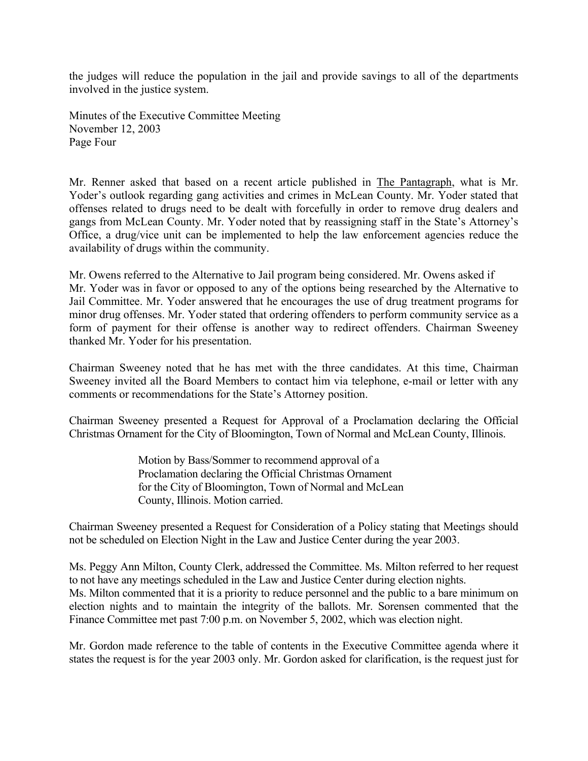the judges will reduce the population in the jail and provide savings to all of the departments involved in the justice system.

Mr. Renner asked that based on a recent article published in The Pantagraph, what is Mr. Yoder's outlook regarding gang activities and crimes in McLean County. Mr. Yoder stated that offenses related to drugs need to be dealt with forcefully in order to remove drug dealers and gangs from McLean County. Mr. Yoder noted that by reassigning staff in the State's Attorney's Office, a drug/vice unit can be implemented to help the law enforcement agencies reduce the availability of drugs within the community.

Mr. Owens referred to the Alternative to Jail program being considered. Mr. Owens asked if Mr. Yoder was in favor or opposed to any of the options being researched by the Alternative to Jail Committee. Mr. Yoder answered that he encourages the use of drug treatment programs for minor drug offenses. Mr. Yoder stated that ordering offenders to perform community service as a form of payment for their offense is another way to redirect offenders. Chairman Sweeney thanked Mr. Yoder for his presentation.

Chairman Sweeney noted that he has met with the three candidates. At this time, Chairman Sweeney invited all the Board Members to contact him via telephone, e-mail or letter with any comments or recommendations for the State's Attorney position.

Chairman Sweeney presented a Request for Approval of a Proclamation declaring the Official Christmas Ornament for the City of Bloomington, Town of Normal and McLean County, Illinois.

> Motion by Bass/Sommer to recommend approval of a Proclamation declaring the Official Christmas Ornament for the City of Bloomington, Town of Normal and McLean County, Illinois. Motion carried.

Chairman Sweeney presented a Request for Consideration of a Policy stating that Meetings should not be scheduled on Election Night in the Law and Justice Center during the year 2003.

Ms. Peggy Ann Milton, County Clerk, addressed the Committee. Ms. Milton referred to her request to not have any meetings scheduled in the Law and Justice Center during election nights. Ms. Milton commented that it is a priority to reduce personnel and the public to a bare minimum on election nights and to maintain the integrity of the ballots. Mr. Sorensen commented that the Finance Committee met past 7:00 p.m. on November 5, 2002, which was election night.

Mr. Gordon made reference to the table of contents in the Executive Committee agenda where it states the request is for the year 2003 only. Mr. Gordon asked for clarification, is the request just for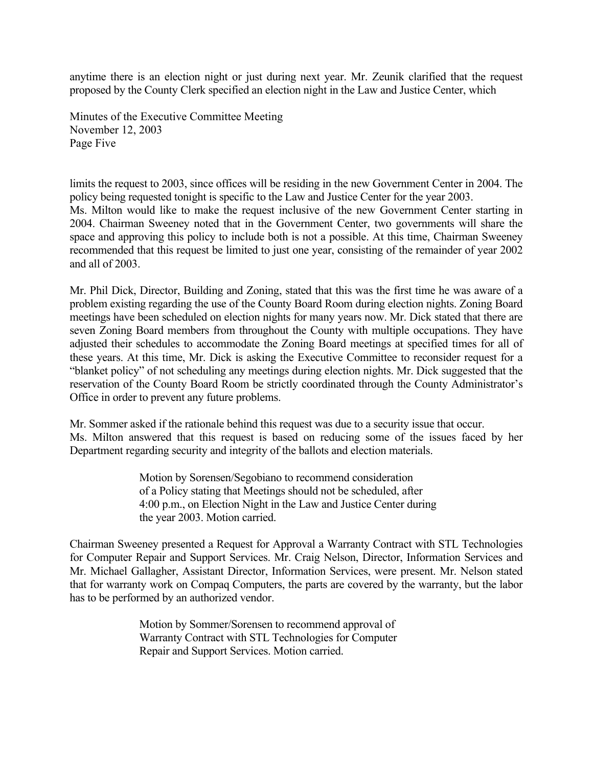anytime there is an election night or just during next year. Mr. Zeunik clarified that the request proposed by the County Clerk specified an election night in the Law and Justice Center, which

limits the request to 2003, since offices will be residing in the new Government Center in 2004. The policy being requested tonight is specific to the Law and Justice Center for the year 2003.
Ms. Milton would like to make the request inclusive of the new Government Center starting in 2004. Chairman Sweeney noted that in the Government Center, two governments will share the space and approving this policy to include both is not a possible. At this time, Chairman Sweeney recommended that this request be limited to just one year, consisting of the remainder of year 2002 and all of 2003.

Mr. Phil Dick, Director, Building and Zoning, stated that this was the first time he was aware of a problem existing regarding the use of the County Board Room during election nights. Zoning Board meetings have been scheduled on election nights for many years now. Mr. Dick stated that there are seven Zoning Board members from throughout the County with multiple occupations. They have adjusted their schedules to accommodate the Zoning Board meetings at specified times for all of these years. At this time, Mr. Dick is asking the Executive Committee to reconsider request for a "blanket policy" of not scheduling any meetings during election nights. Mr. Dick suggested that the reservation of the County Board Room be strictly coordinated through the County Administrator's Office in order to prevent any future problems.

Mr. Sommer asked if the rationale behind this request was due to a security issue that occur.
Ms. Milton answered that this request is based on reducing some of the issues faced by her Department regarding security and integrity of the ballots and election materials.

> Motion by Sorensen/Segobiano to recommend consideration of a Policy stating that Meetings should not be scheduled, after 4:00 p.m., on Election Night in the Law and Justice Center during the year 2003. Motion carried.

Chairman Sweeney presented a Request for Approval a Warranty Contract with STL Technologies for Computer Repair and Support Services. Mr. Craig Nelson, Director, Information Services and Mr. Michael Gallagher, Assistant Director, Information Services, were present. Mr. Nelson stated that for warranty work on Compaq Computers, the parts are covered by the warranty, but the labor has to be performed by an authorized vendor.

> Motion by Sommer/Sorensen to recommend approval of Warranty Contract with STL Technologies for Computer Repair and Support Services. Motion carried.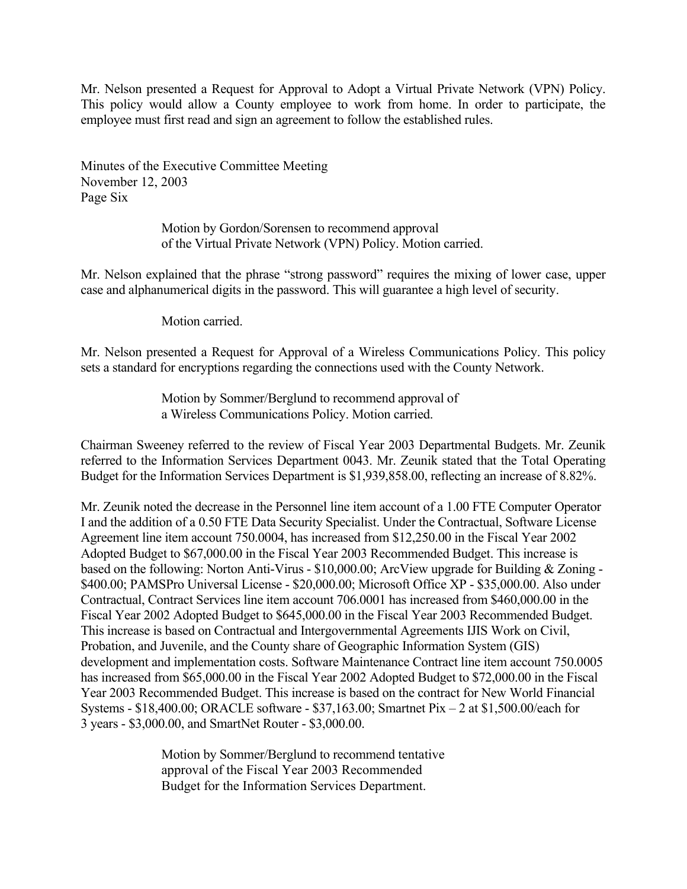Mr. Nelson presented a Request for Approval to Adopt a Virtual Private Network (VPN) Policy. This policy would allow a County employee to work from home. In order to participate, the employee must first read and sign an agreement to follow the established rules.

Minutes of the Executive Committee Meeting
November 12, 2003
Page Six

> Motion by Gordon/Sorensen to recommend approval of the Virtual Private Network (VPN) Policy. Motion carried.

Mr. Nelson explained that the phrase "strong password" requires the mixing of lower case, upper case and alphanumerical digits in the password. This will guarantee a high level of security.

> Motion carried.

Mr. Nelson presented a Request for Approval of a Wireless Communications Policy. This policy sets a standard for encryptions regarding the connections used with the County Network.

> Motion by Sommer/Berglund to recommend approval of a Wireless Communications Policy. Motion carried.

Chairman Sweeney referred to the review of Fiscal Year 2003 Departmental Budgets. Mr. Zeunik referred to the Information Services Department 0043. Mr. Zeunik stated that the Total Operating Budget for the Information Services Department is $1,939,858.00, reflecting an increase of 8.82%.

Mr. Zeunik noted the decrease in the Personnel line item account of a 1.00 FTE Computer Operator I and the addition of a 0.50 FTE Data Security Specialist. Under the Contractual, Software License Agreement line item account 750.0004, has increased from $12,250.00 in the Fiscal Year 2002 Adopted Budget to $67,000.00 in the Fiscal Year 2003 Recommended Budget. This increase is based on the following: Norton Anti-Virus - $10,000.00; ArcView upgrade for Building & Zoning - $400.00; PAMSPro Universal License - $20,000.00; Microsoft Office XP - $35,000.00. Also under Contractual, Contract Services line item account 706.0001 has increased from $460,000.00 in the Fiscal Year 2002 Adopted Budget to $645,000.00 in the Fiscal Year 2003 Recommended Budget. This increase is based on Contractual and Intergovernmental Agreements IJIS Work on Civil, Probation, and Juvenile, and the County share of Geographic Information System (GIS) development and implementation costs. Software Maintenance Contract line item account 750.0005 has increased from $65,000.00 in the Fiscal Year 2002 Adopted Budget to $72,000.00 in the Fiscal Year 2003 Recommended Budget. This increase is based on the contract for New World Financial Systems - $18,400.00; ORACLE software - $37,163.00; Smartnet Pix – 2 at $1,500.00/each for 3 years - $3,000.00, and SmartNet Router - $3,000.00.

> Motion by Sommer/Berglund to recommend tentative approval of the Fiscal Year 2003 Recommended Budget for the Information Services Department.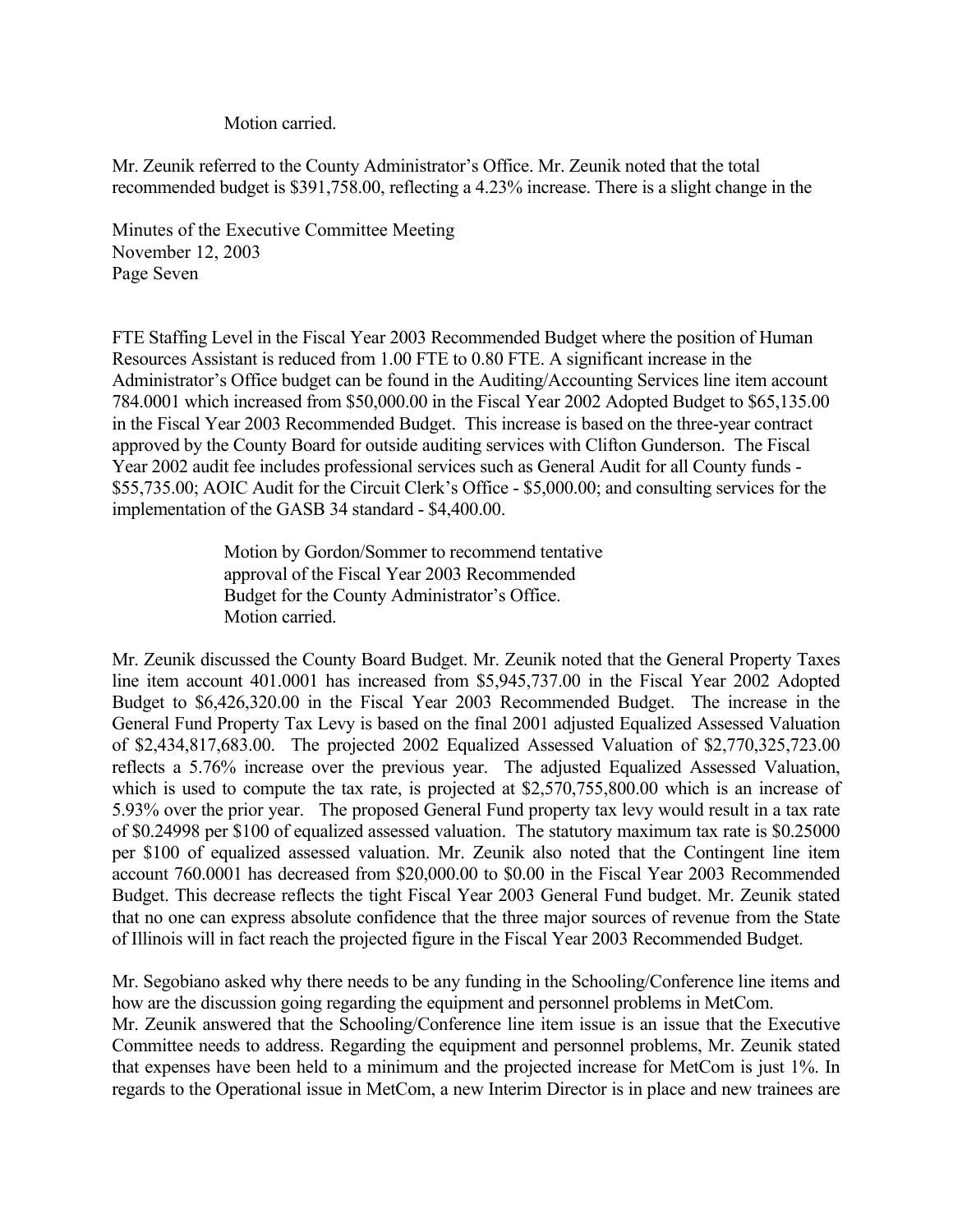Motion carried.

Mr. Zeunik referred to the County Administrator's Office. Mr. Zeunik noted that the total recommended budget is $391,758.00, reflecting a 4.23% increase. There is a slight change in the FTE Staffing Level in the Fiscal Year 2003 Recommended Budget where the position of Human Resources Assistant is reduced from 1.00 FTE to 0.80 FTE. A significant increase in the Administrator's Office budget can be found in the Auditing/Accounting Services line item account 784.0001 which increased from $50,000.00 in the Fiscal Year 2002 Adopted Budget to $65,135.00 in the Fiscal Year 2003 Recommended Budget. This increase is based on the three-year contract approved by the County Board for outside auditing services with Clifton Gunderson. The Fiscal Year 2002 audit fee includes professional services such as General Audit for all County funds - $55,735.00; AOIC Audit for the Circuit Clerk's Office - $5,000.00; and consulting services for the implementation of the GASB 34 standard - $4,400.00.

> Motion by Gordon/Sommer to recommend tentative approval of the Fiscal Year 2003 Recommended Budget for the County Administrator's Office.
> Motion carried.

Mr. Zeunik discussed the County Board Budget. Mr. Zeunik noted that the General Property Taxes line item account 401.0001 has increased from $5,945,737.00 in the Fiscal Year 2002 Adopted Budget to $6,426,320.00 in the Fiscal Year 2003 Recommended Budget. The increase in the General Fund Property Tax Levy is based on the final 2001 adjusted Equalized Assessed Valuation of $2,434,817,683.00. The projected 2002 Equalized Assessed Valuation of $2,770,325,723.00 reflects a 5.76% increase over the previous year. The adjusted Equalized Assessed Valuation, which is used to compute the tax rate, is projected at $2,570,755,800.00 which is an increase of 5.93% over the prior year. The proposed General Fund property tax levy would result in a tax rate of $0.24998 per $100 of equalized assessed valuation. The statutory maximum tax rate is $0.25000 per $100 of equalized assessed valuation. Mr. Zeunik also noted that the Contingent line item account 760.0001 has decreased from $20,000.00 to $0.00 in the Fiscal Year 2003 Recommended Budget. This decrease reflects the tight Fiscal Year 2003 General Fund budget. Mr. Zeunik stated that no one can express absolute confidence that the three major sources of revenue from the State of Illinois will in fact reach the projected figure in the Fiscal Year 2003 Recommended Budget.

Mr. Segobiano asked why there needs to be any funding in the Schooling/Conference line items and how are the discussion going regarding the equipment and personnel problems in MetCom.
Mr. Zeunik answered that the Schooling/Conference line item issue is an issue that the Executive Committee needs to address. Regarding the equipment and personnel problems, Mr. Zeunik stated that expenses have been held to a minimum and the projected increase for MetCom is just 1%. In regards to the Operational issue in MetCom, a new Interim Director is in place and new trainees are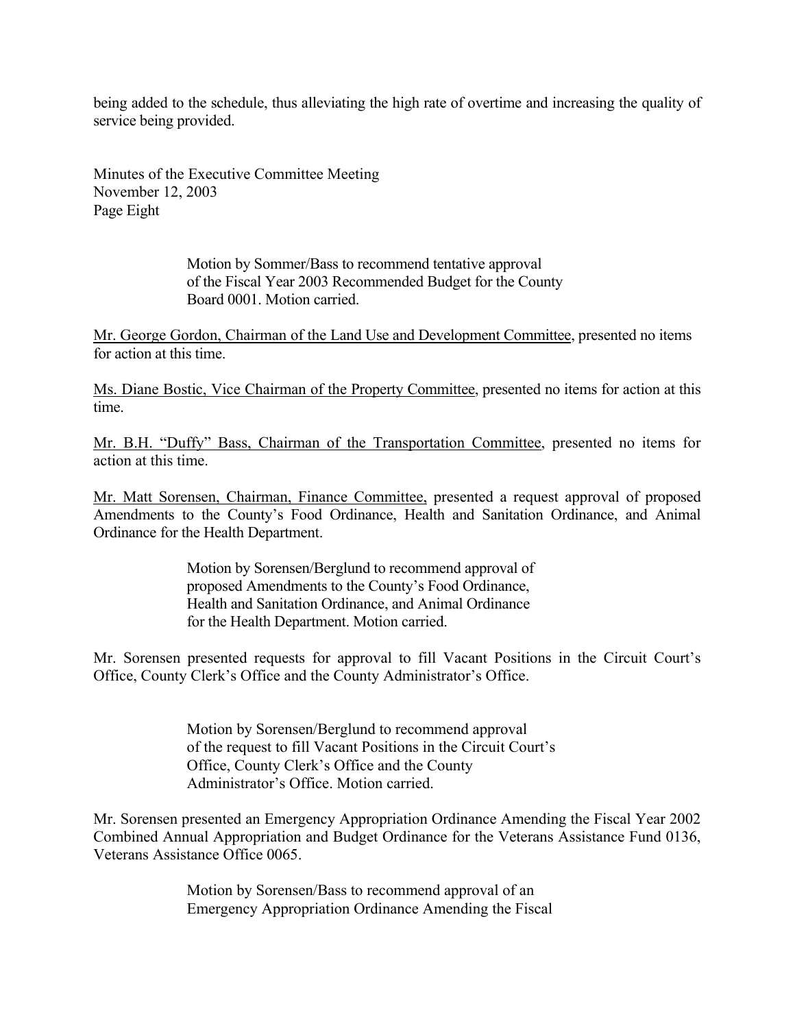being added to the schedule, thus alleviating the high rate of overtime and increasing the quality of service being provided.

> Motion by Sommer/Bass to recommend tentative approval of the Fiscal Year 2003 Recommended Budget for the County Board 0001. Motion carried.

Mr. George Gordon, Chairman of the Land Use and Development Committee, presented no items for action at this time.

Ms. Diane Bostic, Vice Chairman of the Property Committee, presented no items for action at this time.

Mr. B.H. "Duffy" Bass, Chairman of the Transportation Committee, presented no items for action at this time.

Mr. Matt Sorensen, Chairman, Finance Committee, presented a request approval of proposed Amendments to the County's Food Ordinance, Health and Sanitation Ordinance, and Animal Ordinance for the Health Department.

> Motion by Sorensen/Berglund to recommend approval of proposed Amendments to the County's Food Ordinance, Health and Sanitation Ordinance, and Animal Ordinance for the Health Department. Motion carried.

Mr. Sorensen presented requests for approval to fill Vacant Positions in the Circuit Court's Office, County Clerk's Office and the County Administrator's Office.

> Motion by Sorensen/Berglund to recommend approval of the request to fill Vacant Positions in the Circuit Court's Office, County Clerk's Office and the County Administrator's Office. Motion carried.

Mr. Sorensen presented an Emergency Appropriation Ordinance Amending the Fiscal Year 2002 Combined Annual Appropriation and Budget Ordinance for the Veterans Assistance Fund 0136, Veterans Assistance Office 0065.

> Motion by Sorensen/Bass to recommend approval of an Emergency Appropriation Ordinance Amending the Fiscal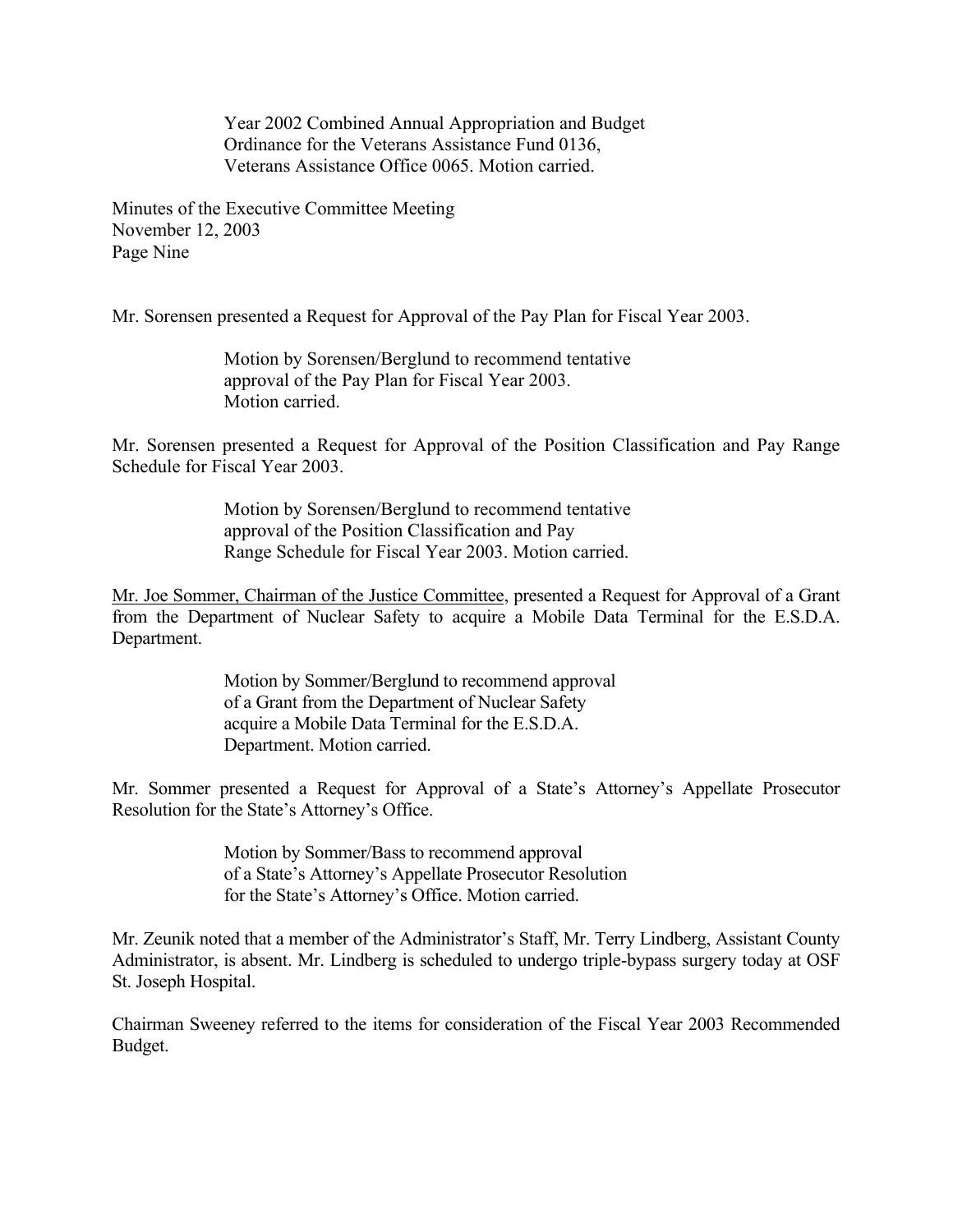Year 2002 Combined Annual Appropriation and Budget Ordinance for the Veterans Assistance Fund 0136, Veterans Assistance Office 0065. Motion carried.

Minutes of the Executive Committee Meeting
November 12, 2003
Page Nine

Mr. Sorensen presented a Request for Approval of the Pay Plan for Fiscal Year 2003.

> Motion by Sorensen/Berglund to recommend tentative approval of the Pay Plan for Fiscal Year 2003. Motion carried.

Mr. Sorensen presented a Request for Approval of the Position Classification and Pay Range Schedule for Fiscal Year 2003.

> Motion by Sorensen/Berglund to recommend tentative approval of the Position Classification and Pay Range Schedule for Fiscal Year 2003. Motion carried.

<u>Mr. Joe Sommer, Chairman of the Justice Committee</u>, presented a Request for Approval of a Grant from the Department of Nuclear Safety to acquire a Mobile Data Terminal for the E.S.D.A. Department.

> Motion by Sommer/Berglund to recommend approval of a Grant from the Department of Nuclear Safety acquire a Mobile Data Terminal for the E.S.D.A. Department. Motion carried.

Mr. Sommer presented a Request for Approval of a State's Attorney's Appellate Prosecutor Resolution for the State's Attorney's Office.

> Motion by Sommer/Bass to recommend approval of a State's Attorney's Appellate Prosecutor Resolution for the State's Attorney's Office. Motion carried.

Mr. Zeunik noted that a member of the Administrator's Staff, Mr. Terry Lindberg, Assistant County Administrator, is absent. Mr. Lindberg is scheduled to undergo triple-bypass surgery today at OSF St. Joseph Hospital.

Chairman Sweeney referred to the items for consideration of the Fiscal Year 2003 Recommended Budget.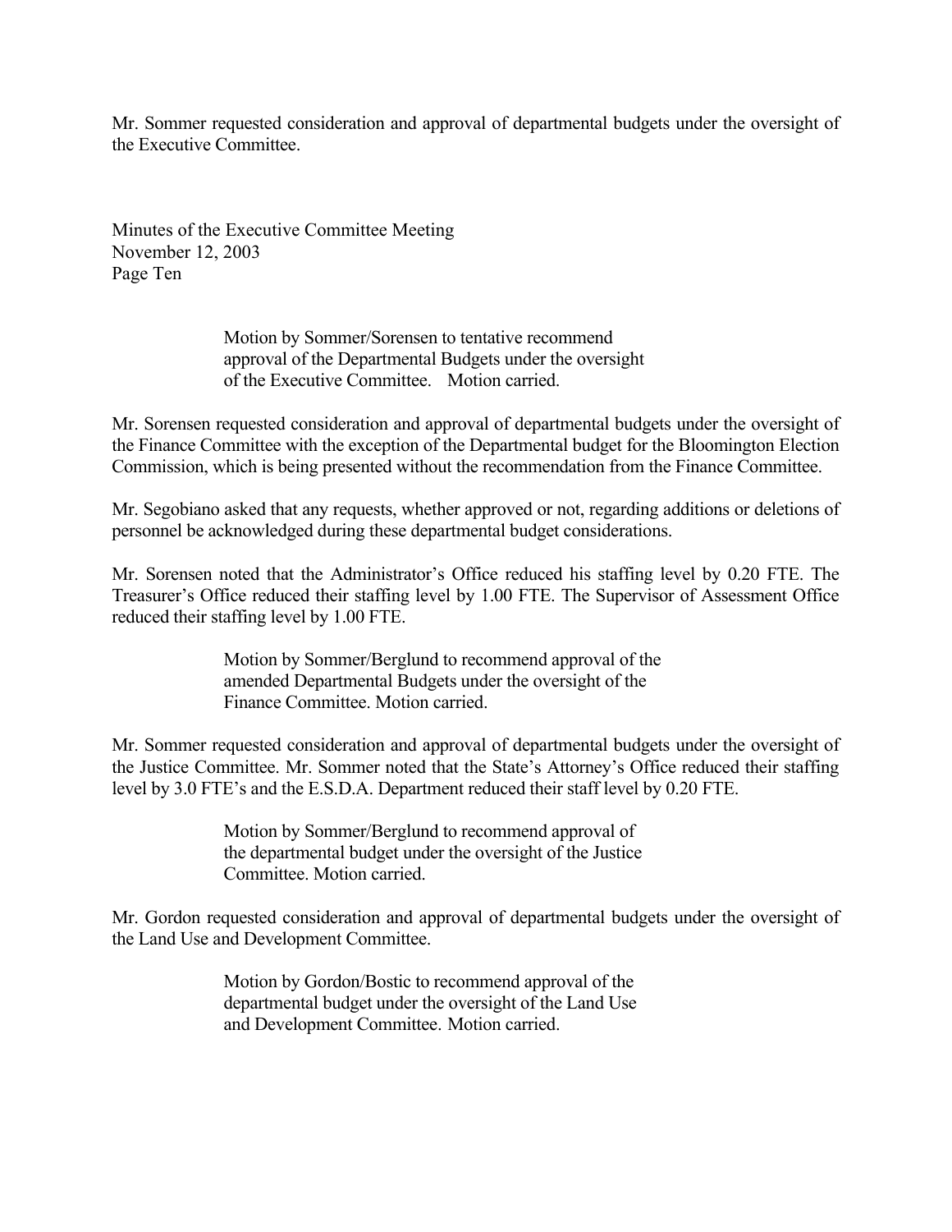Mr. Sommer requested consideration and approval of departmental budgets under the oversight of the Executive Committee.

> Motion by Sommer/Sorensen to tentative recommend approval of the Departmental Budgets under the oversight of the Executive Committee. Motion carried.

Mr. Sorensen requested consideration and approval of departmental budgets under the oversight of the Finance Committee with the exception of the Departmental budget for the Bloomington Election Commission, which is being presented without the recommendation from the Finance Committee.

Mr. Segobiano asked that any requests, whether approved or not, regarding additions or deletions of personnel be acknowledged during these departmental budget considerations.

Mr. Sorensen noted that the Administrator's Office reduced his staffing level by 0.20 FTE. The Treasurer's Office reduced their staffing level by 1.00 FTE. The Supervisor of Assessment Office reduced their staffing level by 1.00 FTE.

> Motion by Sommer/Berglund to recommend approval of the amended Departmental Budgets under the oversight of the Finance Committee. Motion carried.

Mr. Sommer requested consideration and approval of departmental budgets under the oversight of the Justice Committee. Mr. Sommer noted that the State's Attorney's Office reduced their staffing level by 3.0 FTE's and the E.S.D.A. Department reduced their staff level by 0.20 FTE.

> Motion by Sommer/Berglund to recommend approval of the departmental budget under the oversight of the Justice Committee. Motion carried.

Mr. Gordon requested consideration and approval of departmental budgets under the oversight of the Land Use and Development Committee.

> Motion by Gordon/Bostic to recommend approval of the departmental budget under the oversight of the Land Use and Development Committee. Motion carried.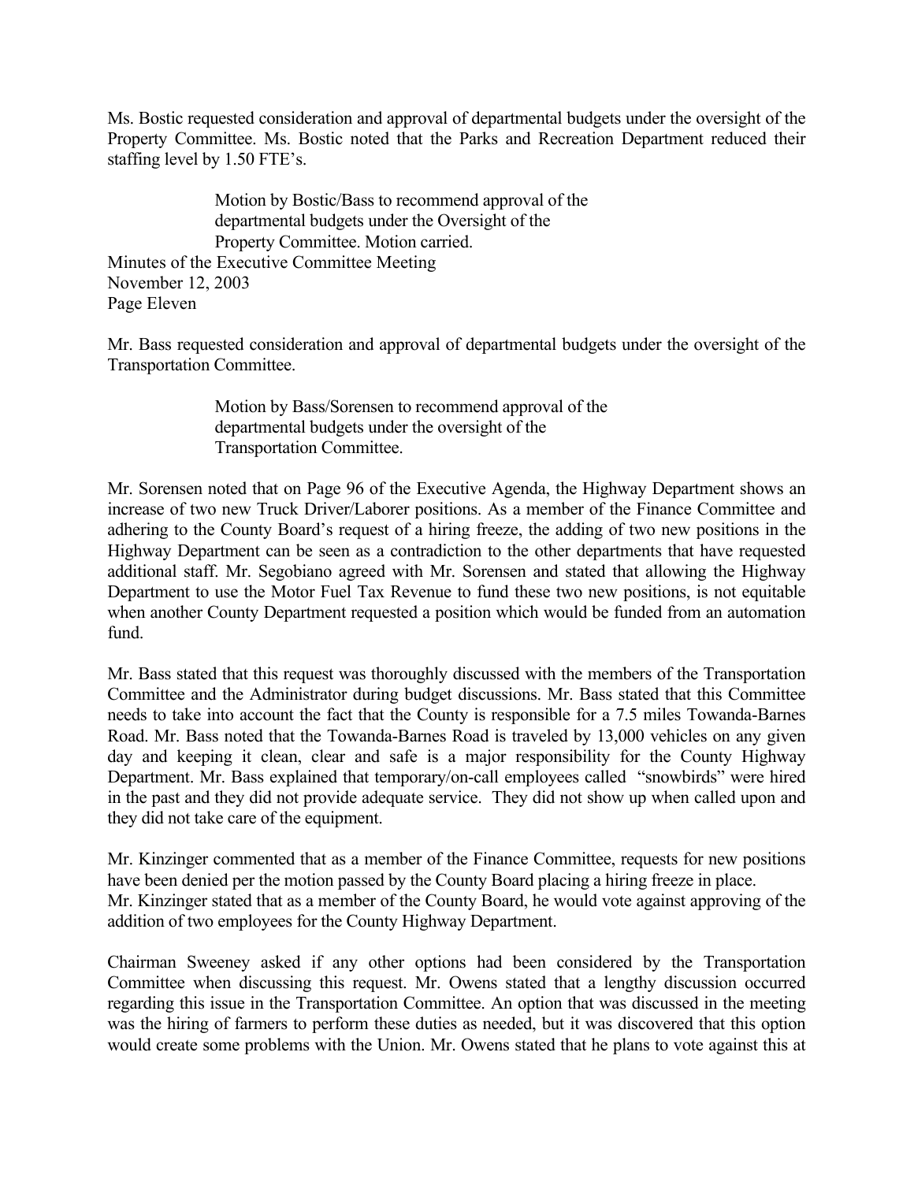Ms. Bostic requested consideration and approval of departmental budgets under the oversight of the Property Committee. Ms. Bostic noted that the Parks and Recreation Department reduced their staffing level by 1.50 FTE's.

> Motion by Bostic/Bass to recommend approval of the departmental budgets under the Oversight of the Property Committee. Motion carried.

Mr. Bass requested consideration and approval of departmental budgets under the oversight of the Transportation Committee.

> Motion by Bass/Sorensen to recommend approval of the departmental budgets under the oversight of the Transportation Committee.

Mr. Sorensen noted that on Page 96 of the Executive Agenda, the Highway Department shows an increase of two new Truck Driver/Laborer positions. As a member of the Finance Committee and adhering to the County Board's request of a hiring freeze, the adding of two new positions in the Highway Department can be seen as a contradiction to the other departments that have requested additional staff. Mr. Segobiano agreed with Mr. Sorensen and stated that allowing the Highway Department to use the Motor Fuel Tax Revenue to fund these two new positions, is not equitable when another County Department requested a position which would be funded from an automation fund.

Mr. Bass stated that this request was thoroughly discussed with the members of the Transportation Committee and the Administrator during budget discussions. Mr. Bass stated that this Committee needs to take into account the fact that the County is responsible for a 7.5 miles Towanda-Barnes Road. Mr. Bass noted that the Towanda-Barnes Road is traveled by 13,000 vehicles on any given day and keeping it clean, clear and safe is a major responsibility for the County Highway Department. Mr. Bass explained that temporary/on-call employees called "snowbirds" were hired in the past and they did not provide adequate service. They did not show up when called upon and they did not take care of the equipment.

Mr. Kinzinger commented that as a member of the Finance Committee, requests for new positions have been denied per the motion passed by the County Board placing a hiring freeze in place. Mr. Kinzinger stated that as a member of the County Board, he would vote against approving of the addition of two employees for the County Highway Department.

Chairman Sweeney asked if any other options had been considered by the Transportation Committee when discussing this request. Mr. Owens stated that a lengthy discussion occurred regarding this issue in the Transportation Committee. An option that was discussed in the meeting was the hiring of farmers to perform these duties as needed, but it was discovered that this option would create some problems with the Union. Mr. Owens stated that he plans to vote against this at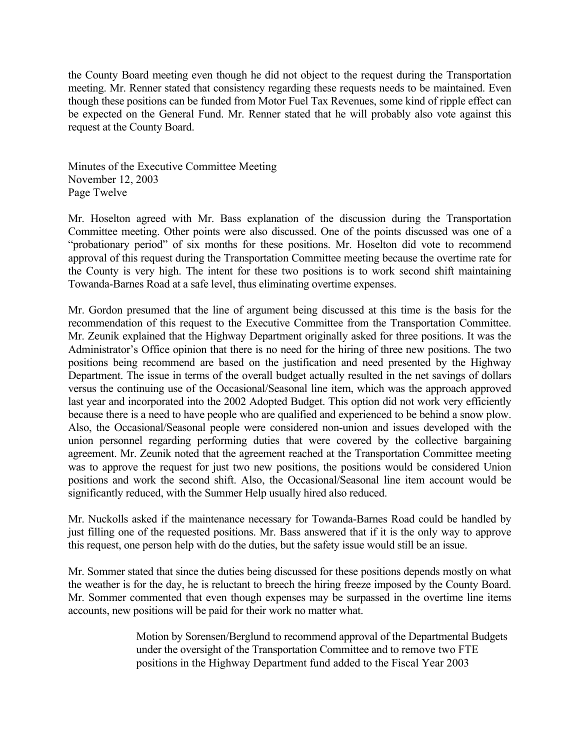the County Board meeting even though he did not object to the request during the Transportation meeting. Mr. Renner stated that consistency regarding these requests needs to be maintained. Even though these positions can be funded from Motor Fuel Tax Revenues, some kind of ripple effect can be expected on the General Fund. Mr. Renner stated that he will probably also vote against this request at the County Board.

Mr. Hoselton agreed with Mr. Bass explanation of the discussion during the Transportation Committee meeting. Other points were also discussed. One of the points discussed was one of a "probationary period" of six months for these positions. Mr. Hoselton did vote to recommend approval of this request during the Transportation Committee meeting because the overtime rate for the County is very high. The intent for these two positions is to work second shift maintaining Towanda-Barnes Road at a safe level, thus eliminating overtime expenses.

Mr. Gordon presumed that the line of argument being discussed at this time is the basis for the recommendation of this request to the Executive Committee from the Transportation Committee. Mr. Zeunik explained that the Highway Department originally asked for three positions. It was the Administrator's Office opinion that there is no need for the hiring of three new positions. The two positions being recommend are based on the justification and need presented by the Highway Department. The issue in terms of the overall budget actually resulted in the net savings of dollars versus the continuing use of the Occasional/Seasonal line item, which was the approach approved last year and incorporated into the 2002 Adopted Budget. This option did not work very efficiently because there is a need to have people who are qualified and experienced to be behind a snow plow. Also, the Occasional/Seasonal people were considered non-union and issues developed with the union personnel regarding performing duties that were covered by the collective bargaining agreement. Mr. Zeunik noted that the agreement reached at the Transportation Committee meeting was to approve the request for just two new positions, the positions would be considered Union positions and work the second shift. Also, the Occasional/Seasonal line item account would be significantly reduced, with the Summer Help usually hired also reduced.

Mr. Nuckolls asked if the maintenance necessary for Towanda-Barnes Road could be handled by just filling one of the requested positions. Mr. Bass answered that if it is the only way to approve this request, one person help with do the duties, but the safety issue would still be an issue.

Mr. Sommer stated that since the duties being discussed for these positions depends mostly on what the weather is for the day, he is reluctant to breech the hiring freeze imposed by the County Board. Mr. Sommer commented that even though expenses may be surpassed in the overtime line items accounts, new positions will be paid for their work no matter what.

> Motion by Sorensen/Berglund to recommend approval of the Departmental Budgets under the oversight of the Transportation Committee and to remove two FTE positions in the Highway Department fund added to the Fiscal Year 2003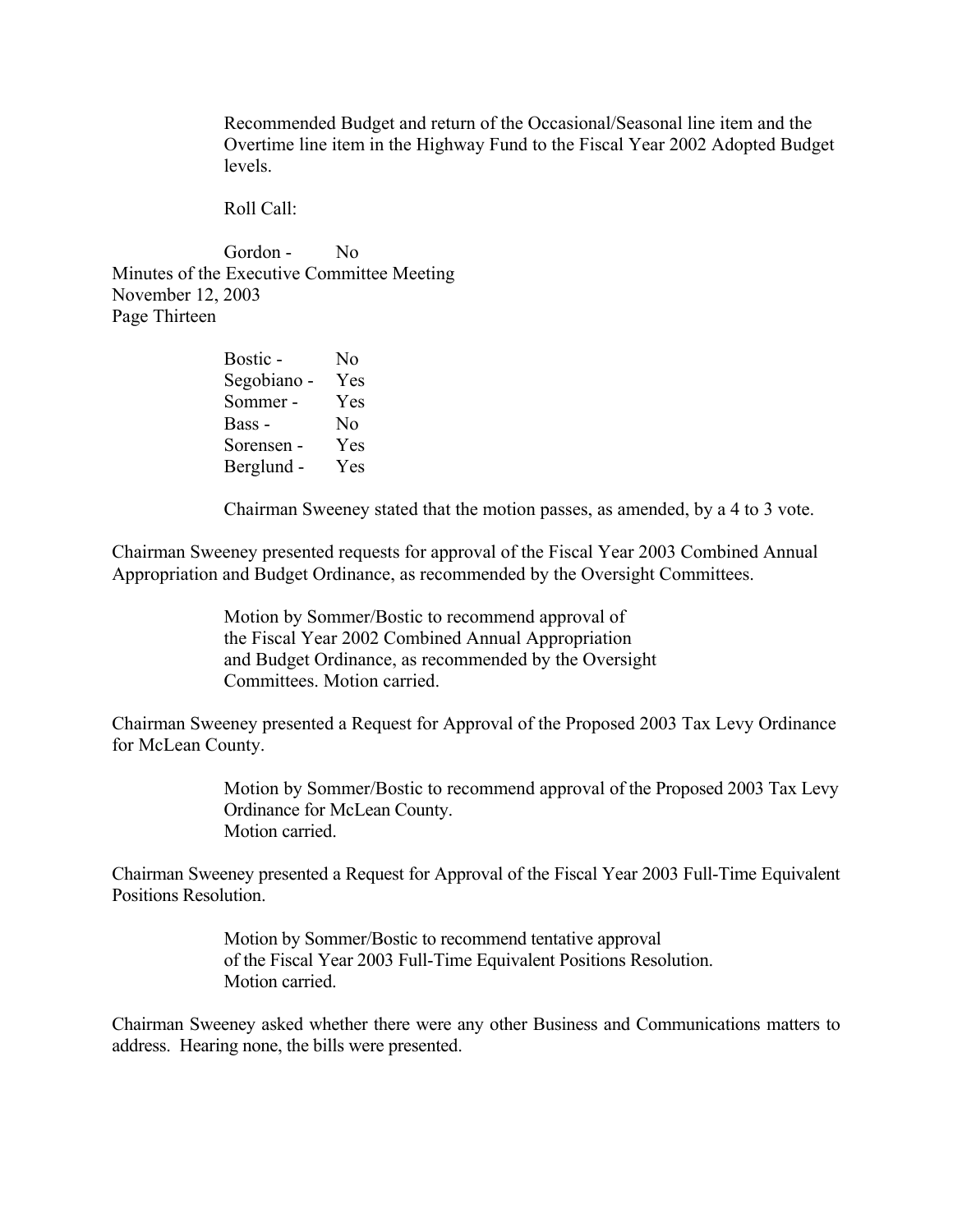Recommended Budget and return of the Occasional/Seasonal line item and the Overtime line item in the Highway Fund to the Fiscal Year 2002 Adopted Budget levels.

Roll Call:

Gordon - No

Bostic - No
Segobiano - Yes
Sommer - Yes
Bass - No
Sorensen - Yes
Berglund - Yes

Chairman Sweeney stated that the motion passes, as amended, by a 4 to 3 vote.

Chairman Sweeney presented requests for approval of the Fiscal Year 2003 Combined Annual Appropriation and Budget Ordinance, as recommended by the Oversight Committees.

> Motion by Sommer/Bostic to recommend approval of the Fiscal Year 2002 Combined Annual Appropriation and Budget Ordinance, as recommended by the Oversight Committees. Motion carried.

Chairman Sweeney presented a Request for Approval of the Proposed 2003 Tax Levy Ordinance for McLean County.

> Motion by Sommer/Bostic to recommend approval of the Proposed 2003 Tax Levy Ordinance for McLean County.
> Motion carried.

Chairman Sweeney presented a Request for Approval of the Fiscal Year 2003 Full-Time Equivalent Positions Resolution.

> Motion by Sommer/Bostic to recommend tentative approval of the Fiscal Year 2003 Full-Time Equivalent Positions Resolution.
> Motion carried.

Chairman Sweeney asked whether there were any other Business and Communications matters to address. Hearing none, the bills were presented.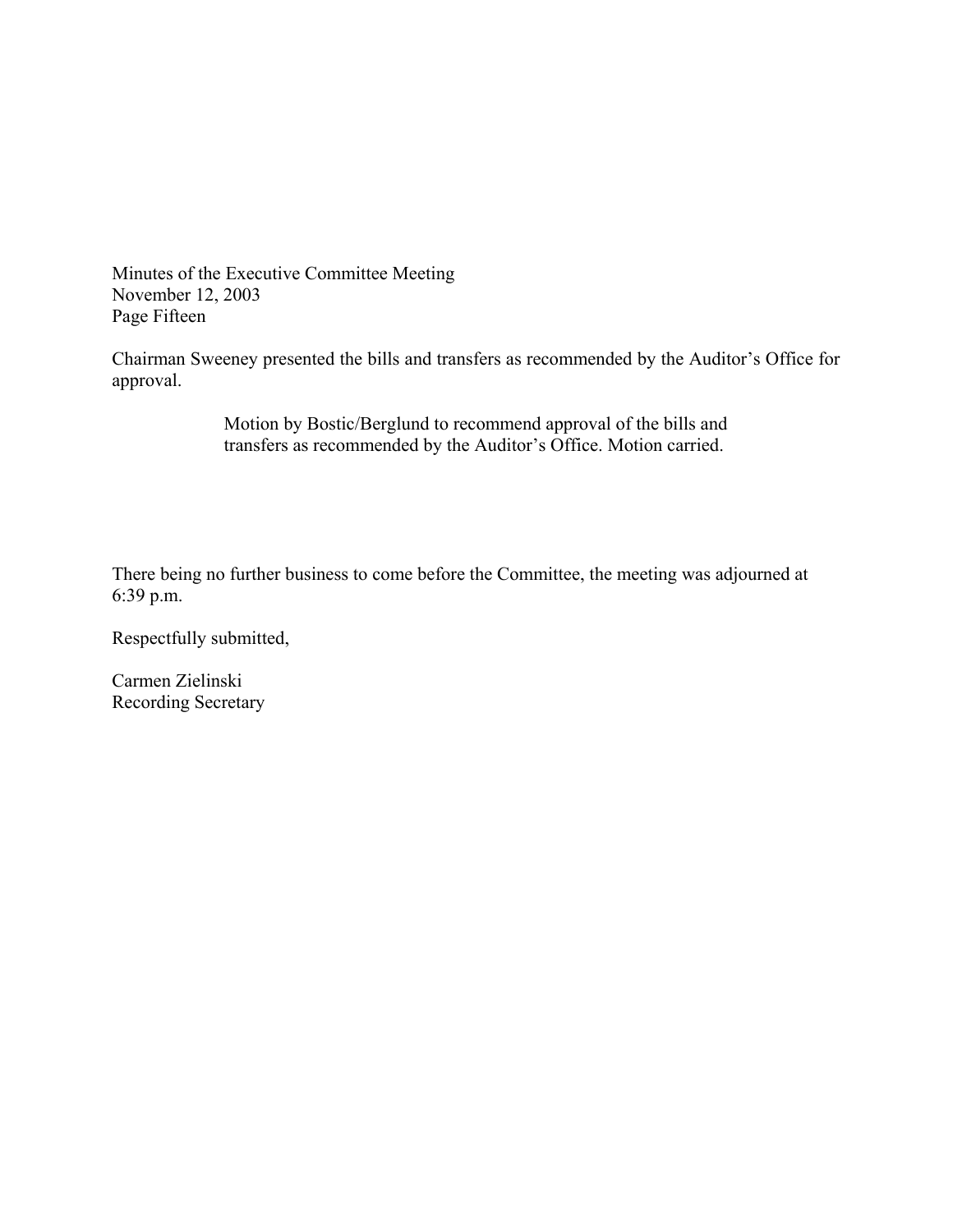Chairman Sweeney presented the bills and transfers as recommended by the Auditor's Office for approval.

> Motion by Bostic/Berglund to recommend approval of the bills and transfers as recommended by the Auditor's Office. Motion carried.

There being no further business to come before the Committee, the meeting was adjourned at 6:39 p.m.

Respectfully submitted,

Carmen Zielinski
Recording Secretary